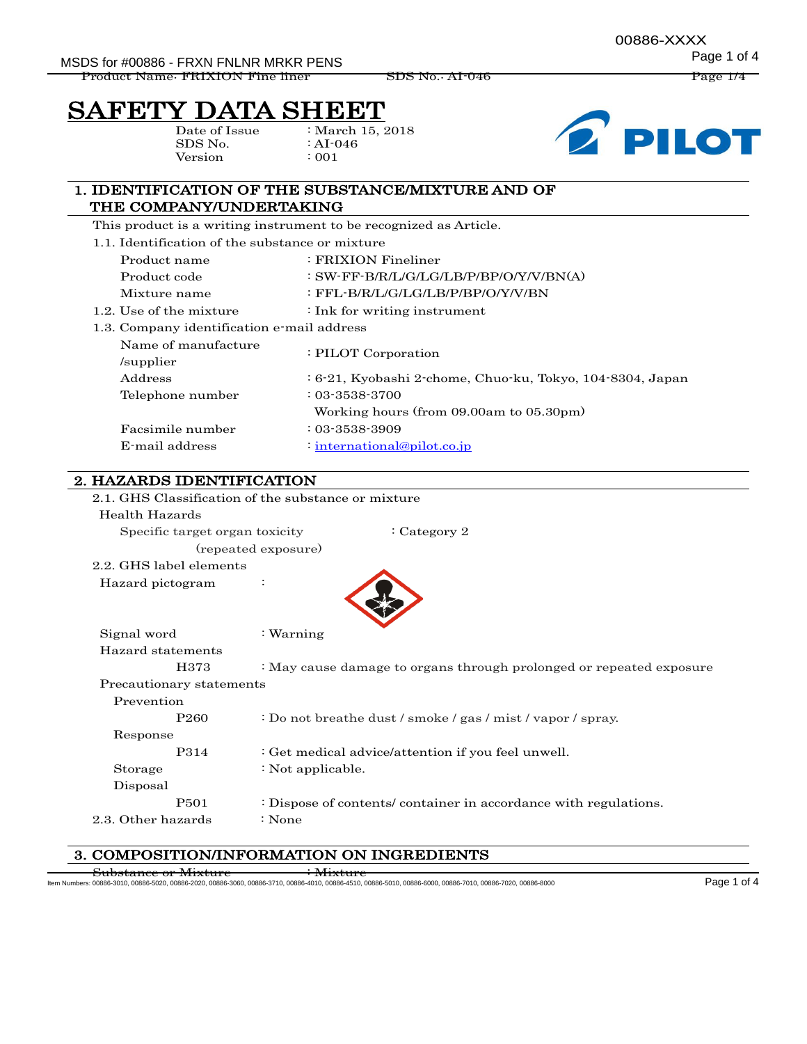# SAFETY DATA SHEET

Date of Issue : March 15, 2018
SDS No. : AI-046
Version : 001

## 1. IDENTIFICATION OF THE SUBSTANCE/MIXTURE AND OF THE COMPANY/UNDERTAKING

This product is a writing instrument to be recognized as Article.

1.1. Identification of the substance or mixture

| | |
|---|---|
| Product name | : FRIXION Fineliner |
| Product code | : SW-FF-B/R/L/G/LG/LB/P/BP/O/Y/V/BN(A) |
| Mixture name | : FFL-B/R/L/G/LG/LB/P/BP/O/Y/V/BN |

1.2. Use of the mixture : Ink for writing instrument

1.3. Company identification e-mail address

| | |
|---|---|
| Name of manufacture /supplier | : PILOT Corporation |
| Address | : 6-21, Kyobashi 2-chome, Chuo-ku, Tokyo, 104-8304, Japan |
| Telephone number | : 03-3538-3700<br>Working hours (from 09.00am to 05.30pm) |
| Facsimile number | : 03-3538-3909 |
| E-mail address | : international@pilot.co.jp |

## 2. HAZARDS IDENTIFICATION

2.1. GHS Classification of the substance or mixture

Health Hazards

Specific target organ toxicity (repeated exposure) : Category 2

2.2. GHS label elements

Hazard pictogram :

Signal word : Warning

Hazard statements

H373 : May cause damage to organs through prolonged or repeated exposure

Precautionary statements

Prevention

P260 : Do not breathe dust / smoke / gas / mist / vapor / spray.

Response

P314 : Get medical advice/attention if you feel unwell.

Storage : Not applicable.

Disposal

P501 : Dispose of contents/ container in accordance with regulations.

2.3. Other hazards : None

## 3. COMPOSITION/INFORMATION ON INGREDIENTS

Substance or Mixture : Mixture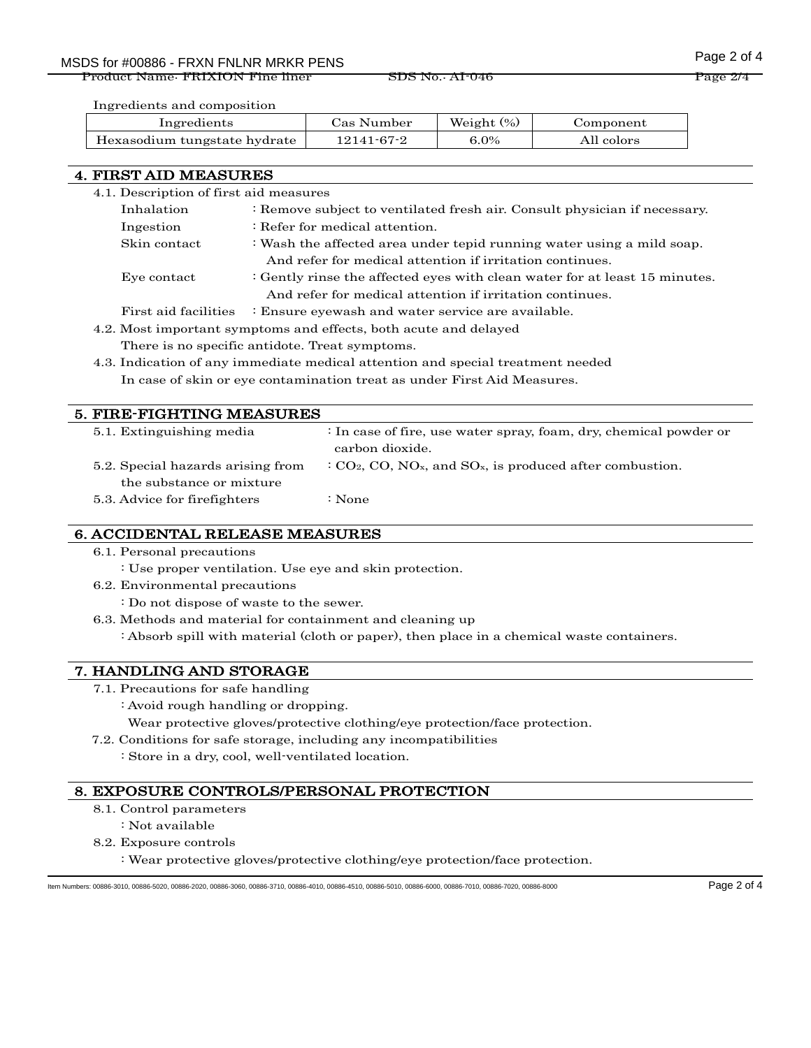Ingredients and composition

| Ingredients | Cas Number | Weight (%) | Component |
|---|---|---|---|
| Hexasodium tungstate hydrate | 12141-67-2 | 6.0% | All colors |

## 4. FIRST AID MEASURES

4.1. Description of first aid measures

- Inhalation : Remove subject to ventilated fresh air. Consult physician if necessary.
- Ingestion : Refer for medical attention.
- Skin contact : Wash the affected area under tepid running water using a mild soap. And refer for medical attention if irritation continues.
- Eye contact : Gently rinse the affected eyes with clean water for at least 15 minutes. And refer for medical attention if irritation continues.
- First aid facilities : Ensure eyewash and water service are available.

4.2. Most important symptoms and effects, both acute and delayed

There is no specific antidote. Treat symptoms.

4.3. Indication of any immediate medical attention and special treatment needed

In case of skin or eye contamination treat as under First Aid Measures.

## 5. FIRE-FIGHTING MEASURES

5.1. Extinguishing media : In case of fire, use water spray, foam, dry, chemical powder or carbon dioxide.

5.2. Special hazards arising from the substance or mixture : $CO_2$, CO, $NO_x$, and $SO_x$, is produced after combustion.

5.3. Advice for firefighters : None

## 6. ACCIDENTAL RELEASE MEASURES

6.1. Personal precautions

: Use proper ventilation. Use eye and skin protection.

6.2. Environmental precautions

: Do not dispose of waste to the sewer.

6.3. Methods and material for containment and cleaning up

: Absorb spill with material (cloth or paper), then place in a chemical waste containers.

## 7. HANDLING AND STORAGE

7.1. Precautions for safe handling

: Avoid rough handling or dropping.

Wear protective gloves/protective clothing/eye protection/face protection.

7.2. Conditions for safe storage, including any incompatibilities

: Store in a dry, cool, well-ventilated location.

## 8. EXPOSURE CONTROLS/PERSONAL PROTECTION

8.1. Control parameters

: Not available

8.2. Exposure controls

: Wear protective gloves/protective clothing/eye protection/face protection.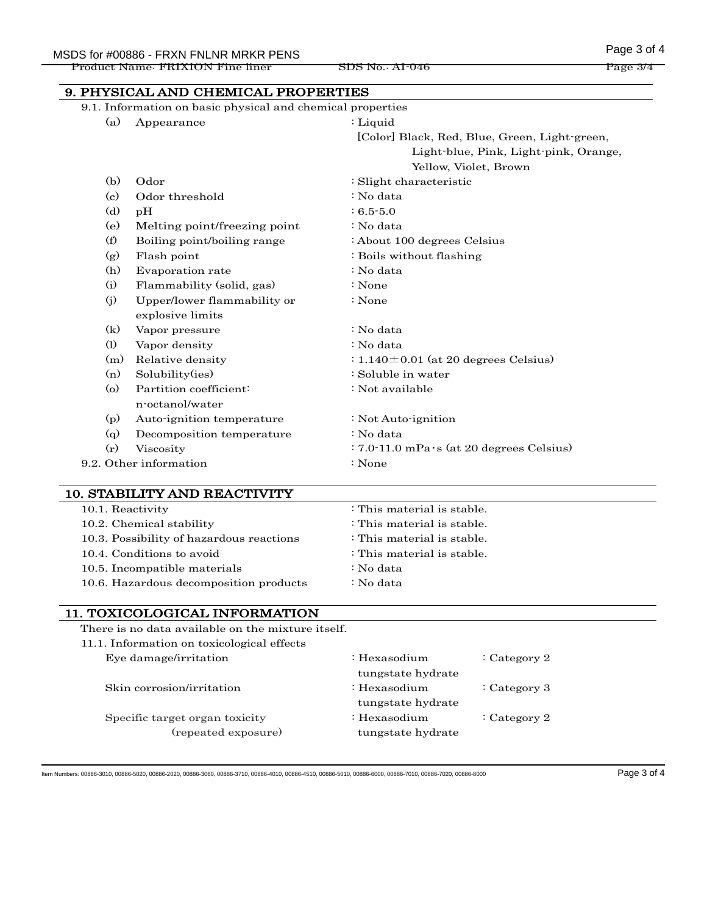## 9. PHYSICAL AND CHEMICAL PROPERTIES

9.1. Information on basic physical and chemical properties

| | | |
|---|---|---|
| (a) | Appearance | : Liquid<br>[Color] Black, Red, Blue, Green, Light-green, Light-blue, Pink, Light-pink, Orange, Yellow, Violet, Brown |
| (b) | Odor | : Slight characteristic |
| (c) | Odor threshold | : No data |
| (d) | pH | : 6.5-5.0 |
| (e) | Melting point/freezing point | : No data |
| (f) | Boiling point/boiling range | : About 100 degrees Celsius |
| (g) | Flash point | : Boils without flashing |
| (h) | Evaporation rate | : No data |
| (i) | Flammability (solid, gas) | : None |
| (j) | Upper/lower flammability or explosive limits | : None |
| (k) | Vapor pressure | : No data |
| (l) | Vapor density | : No data |
| (m) | Relative density | : 1.140 ± 0.01 (at 20 degrees Celsius) |
| (n) | Solubility(ies) | : Soluble in water |
| (o) | Partition coefficient: n-octanol/water | : Not available |
| (p) | Auto-ignition temperature | : Not Auto-ignition |
| (q) | Decomposition temperature | : No data |
| (r) | Viscosity | : 7.0-11.0 mPa·s (at 20 degrees Celsius) |

9.2. Other information : None

## 10. STABILITY AND REACTIVITY

| | |
|---|---|
| 10.1. Reactivity | : This material is stable. |
| 10.2. Chemical stability | : This material is stable. |
| 10.3. Possibility of hazardous reactions | : This material is stable. |
| 10.4. Conditions to avoid | : This material is stable. |
| 10.5. Incompatible materials | : No data |
| 10.6. Hazardous decomposition products | : No data |

## 11. TOXICOLOGICAL INFORMATION

There is no data available on the mixture itself.

11.1. Information on toxicological effects

| | | |
|---|---|---|
| Eye damage/irritation | : Hexasodium tungstate hydrate | : Category 2 |
| Skin corrosion/irritation | : Hexasodium tungstate hydrate | : Category 3 |
| Specific target organ toxicity (repeated exposure) | : Hexasodium tungstate hydrate | : Category 2 |

Item Numbers: 00886-3010, 00886-5020, 00886-2020, 00886-3060, 00886-3710, 00886-4010, 00886-4510, 00886-5010, 00886-6000, 00886-7010, 00886-7020, 00886-8000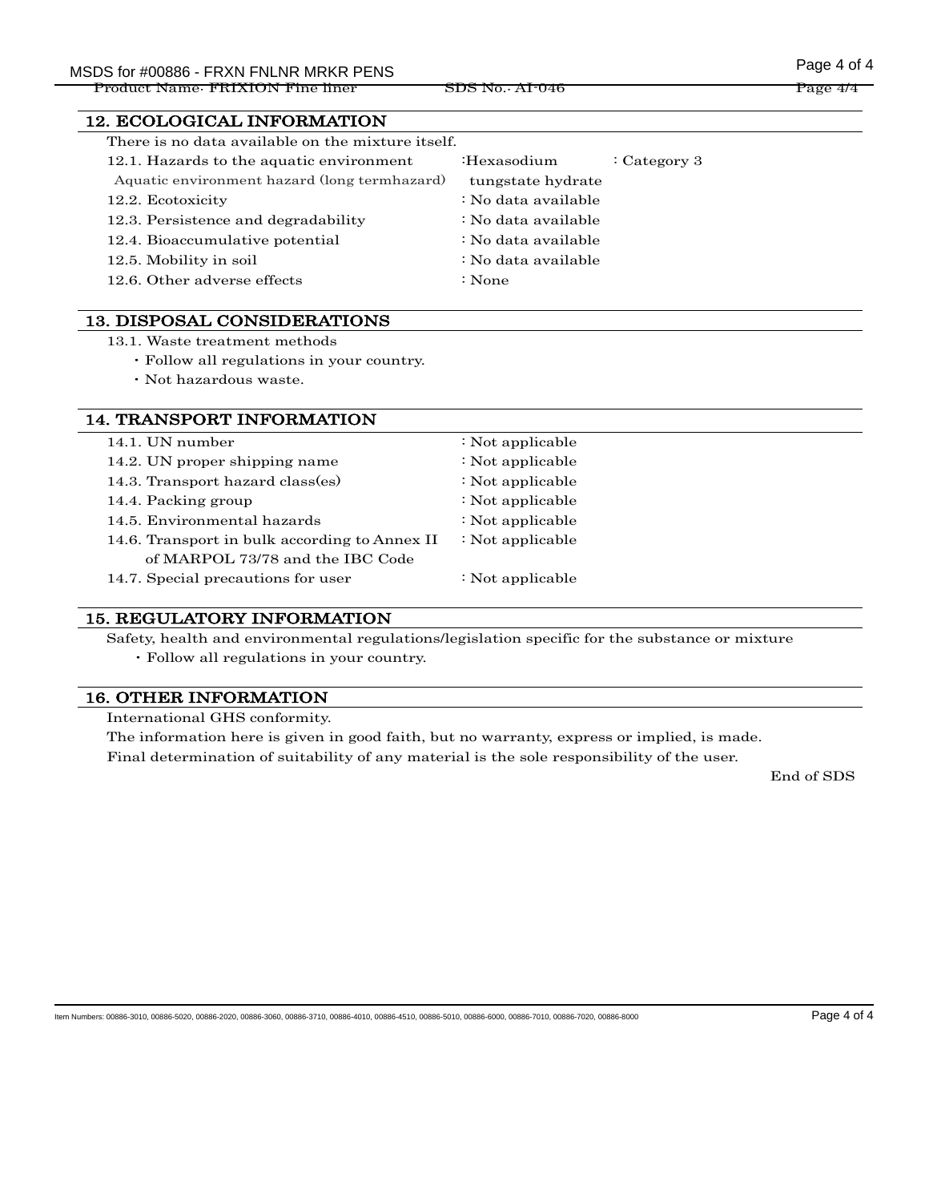## 12. ECOLOGICAL INFORMATION

There is no data available on the mixture itself.

| | | |
|---|---|---|
| 12.1. Hazards to the aquatic environment<br>Aquatic environment hazard (long termhazard) | :Hexasodium tungstate hydrate | : Category 3 |
| 12.2. Ecotoxicity | : No data available | |
| 12.3. Persistence and degradability | : No data available | |
| 12.4. Bioaccumulative potential | : No data available | |
| 12.5. Mobility in soil | : No data available | |
| 12.6. Other adverse effects | : None | |

## 13. DISPOSAL CONSIDERATIONS

13.1. Waste treatment methods

- Follow all regulations in your country.
- Not hazardous waste.

## 14. TRANSPORT INFORMATION

| | |
|---|---|
| 14.1. UN number | : Not applicable |
| 14.2. UN proper shipping name | : Not applicable |
| 14.3. Transport hazard class(es) | : Not applicable |
| 14.4. Packing group | : Not applicable |
| 14.5. Environmental hazards | : Not applicable |
| 14.6. Transport in bulk according to Annex II of MARPOL 73/78 and the IBC Code | : Not applicable |
| 14.7. Special precautions for user | : Not applicable |

## 15. REGULATORY INFORMATION

Safety, health and environmental regulations/legislation specific for the substance or mixture

- Follow all regulations in your country.

## 16. OTHER INFORMATION

International GHS conformity.

The information here is given in good faith, but no warranty, express or implied, is made.

Final determination of suitability of any material is the sole responsibility of the user.

End of SDS

Item Numbers: 00886-3010, 00886-5020, 00886-2020, 00886-3060, 00886-3710, 00886-4010, 00886-4510, 00886-5010, 00886-6000, 00886-7010, 00886-7020, 00886-8000